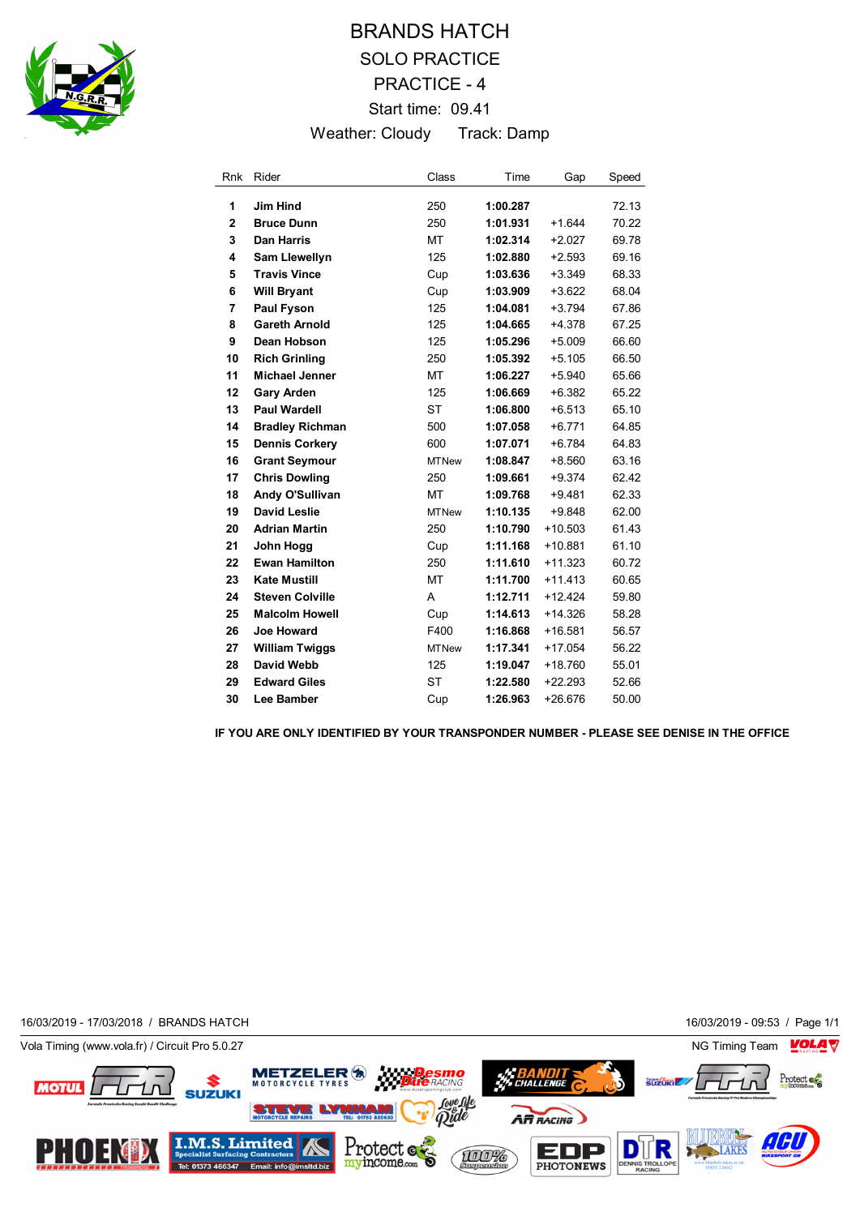# BRANDS HATCH

## SOLO PRACTICE

## PRACTICE - 4

Start time: 09.41

Weather: Cloudy Track: Damp

| Rnk | Rider | Class | Time | Gap | Speed |
|---|---|---|---|---|---|
| 1 | **Jim Hind** | 250 | **1:00.287** | | 72.13 |
| 2 | **Bruce Dunn** | 250 | **1:01.931** | +1.644 | 70.22 |
| 3 | **Dan Harris** | MT | **1:02.314** | +2.027 | 69.78 |
| 4 | **Sam Llewellyn** | 125 | **1:02.880** | +2.593 | 69.16 |
| 5 | **Travis Vince** | Cup | **1:03.636** | +3.349 | 68.33 |
| 6 | **Will Bryant** | Cup | **1:03.909** | +3.622 | 68.04 |
| 7 | **Paul Fyson** | 125 | **1:04.081** | +3.794 | 67.86 |
| 8 | **Gareth Arnold** | 125 | **1:04.665** | +4.378 | 67.25 |
| 9 | **Dean Hobson** | 125 | **1:05.296** | +5.009 | 66.60 |
| 10 | **Rich Grinling** | 250 | **1:05.392** | +5.105 | 66.50 |
| 11 | **Michael Jenner** | MT | **1:06.227** | +5.940 | 65.66 |
| 12 | **Gary Arden** | 125 | **1:06.669** | +6.382 | 65.22 |
| 13 | **Paul Wardell** | ST | **1:06.800** | +6.513 | 65.10 |
| 14 | **Bradley Richman** | 500 | **1:07.058** | +6.771 | 64.85 |
| 15 | **Dennis Corkery** | 600 | **1:07.071** | +6.784 | 64.83 |
| 16 | **Grant Seymour** | MTNew | **1:08.847** | +8.560 | 63.16 |
| 17 | **Chris Dowling** | 250 | **1:09.661** | +9.374 | 62.42 |
| 18 | **Andy O'Sullivan** | MT | **1:09.768** | +9.481 | 62.33 |
| 19 | **David Leslie** | MTNew | **1:10.135** | +9.848 | 62.00 |
| 20 | **Adrian Martin** | 250 | **1:10.790** | +10.503 | 61.43 |
| 21 | **John Hogg** | Cup | **1:11.168** | +10.881 | 61.10 |
| 22 | **Ewan Hamilton** | 250 | **1:11.610** | +11.323 | 60.72 |
| 23 | **Kate Mustill** | MT | **1:11.700** | +11.413 | 60.65 |
| 24 | **Steven Colville** | A | **1:12.711** | +12.424 | 59.80 |
| 25 | **Malcolm Howell** | Cup | **1:14.613** | +14.326 | 58.28 |
| 26 | **Joe Howard** | F400 | **1:16.868** | +16.581 | 56.57 |
| 27 | **William Twiggs** | MTNew | **1:17.341** | +17.054 | 56.22 |
| 28 | **David Webb** | 125 | **1:19.047** | +18.760 | 55.01 |
| 29 | **Edward Giles** | ST | **1:22.580** | +22.293 | 52.66 |
| 30 | **Lee Bamber** | Cup | **1:26.963** | +26.676 | 50.00 |

**IF YOU ARE ONLY IDENTIFIED BY YOUR TRANSPONDER NUMBER - PLEASE SEE DENISE IN THE OFFICE**

16/03/2019 - 17/03/2018 / BRANDS HATCH

16/03/2019 - 09:53

Vola Timing (www.vola.fr) / Circuit Pro 5.0.27

NG Timing Team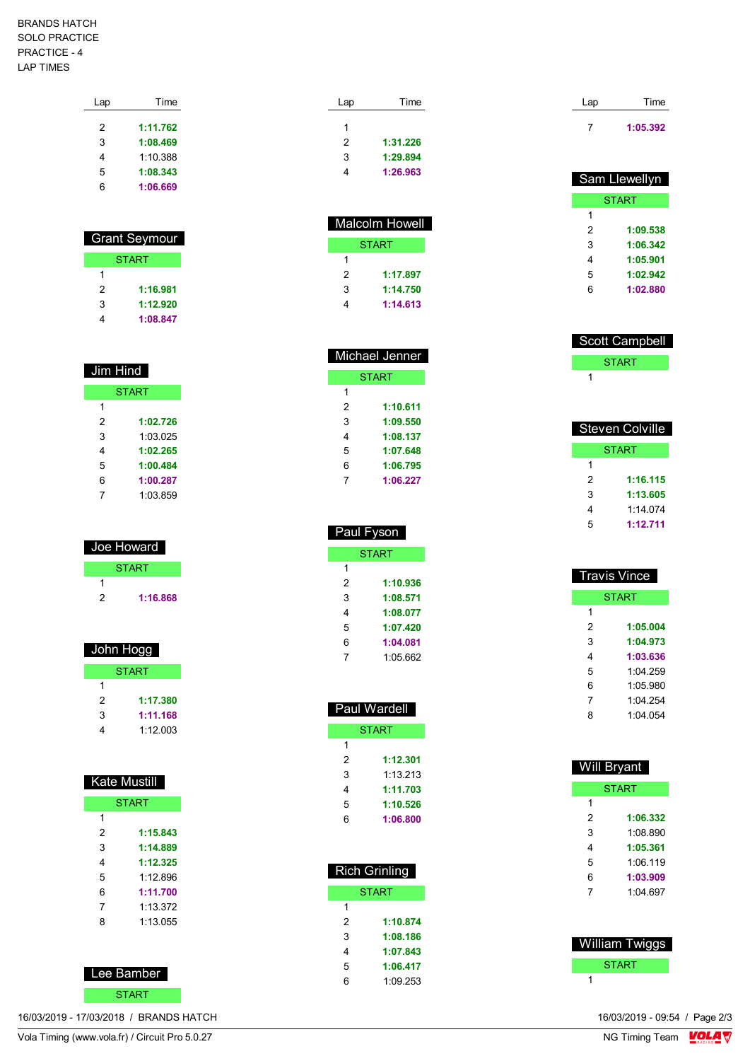BRANDS HATCH
SOLO PRACTICE
PRACTICE - 4
LAP TIMES

| Lap | Time |
|---|---|
| 2 | **1:11.762** |
| 3 | **1:08.469** |
| 4 | 1:10.388 |
| 5 | **1:08.343** |
| 6 | **1:06.669** |

## Grant Seymour

| Lap | Time |
|---|---|
| START | |
| 1 | |
| 2 | **1:16.981** |
| 3 | **1:12.920** |
| 4 | **1:08.847** |

## Jim Hind

| Lap | Time |
|---|---|
| START | |
| 1 | |
| 2 | **1:02.726** |
| 3 | 1:03.025 |
| 4 | **1:02.265** |
| 5 | **1:00.484** |
| 6 | **1:00.287** |
| 7 | 1:03.859 |

## Joe Howard

| Lap | Time |
|---|---|
| START | |
| 1 | |
| 2 | **1:16.868** |

## John Hogg

| Lap | Time |
|---|---|
| START | |
| 1 | |
| 2 | **1:17.380** |
| 3 | **1:11.168** |
| 4 | 1:12.003 |

## Kate Mustill

| Lap | Time |
|---|---|
| START | |
| 1 | |
| 2 | **1:15.843** |
| 3 | **1:14.889** |
| 4 | **1:12.325** |
| 5 | 1:12.896 |
| 6 | **1:11.700** |
| 7 | 1:13.372 |
| 8 | 1:13.055 |

## Lee Bamber

| Lap | Time |
|---|---|
| START | |
| 1 | |
| 2 | **1:31.226** |
| 3 | **1:29.894** |
| 4 | **1:26.963** |

## Malcolm Howell

| Lap | Time |
|---|---|
| START | |
| 1 | |
| 2 | **1:17.897** |
| 3 | **1:14.750** |
| 4 | **1:14.613** |

## Michael Jenner

| Lap | Time |
|---|---|
| START | |
| 1 | |
| 2 | **1:10.611** |
| 3 | **1:09.550** |
| 4 | **1:08.137** |
| 5 | **1:07.648** |
| 6 | **1:06.795** |
| 7 | **1:06.227** |

## Paul Fyson

| Lap | Time |
|---|---|
| START | |
| 1 | |
| 2 | **1:10.936** |
| 3 | **1:08.571** |
| 4 | **1:08.077** |
| 5 | **1:07.420** |
| 6 | **1:04.081** |
| 7 | 1:05.662 |

## Paul Wardell

| Lap | Time |
|---|---|
| START | |
| 1 | |
| 2 | **1:12.301** |
| 3 | 1:13.213 |
| 4 | **1:11.703** |
| 5 | **1:10.526** |
| 6 | **1:06.800** |

## Rich Grinling

| Lap | Time |
|---|---|
| START | |
| 1 | |
| 2 | **1:10.874** |
| 3 | **1:08.186** |
| 4 | **1:07.843** |
| 5 | **1:06.417** |
| 6 | 1:09.253 |
| 7 | **1:05.392** |

## Sam Llewellyn

| Lap | Time |
|---|---|
| START | |
| 1 | |
| 2 | **1:09.538** |
| 3 | **1:06.342** |
| 4 | **1:05.901** |
| 5 | **1:02.942** |
| 6 | **1:02.880** |

## Scott Campbell

| Lap | Time |
|---|---|
| START | |
| 1 | |

## Steven Colville

| Lap | Time |
|---|---|
| START | |
| 1 | |
| 2 | **1:16.115** |
| 3 | **1:13.605** |
| 4 | 1:14.074 |
| 5 | **1:12.711** |

## Travis Vince

| Lap | Time |
|---|---|
| START | |
| 1 | |
| 2 | **1:05.004** |
| 3 | **1:04.973** |
| 4 | **1:03.636** |
| 5 | 1:04.259 |
| 6 | 1:05.980 |
| 7 | 1:04.254 |
| 8 | 1:04.054 |

## Will Bryant

| Lap | Time |
|---|---|
| START | |
| 1 | |
| 2 | **1:06.332** |
| 3 | 1:08.890 |
| 4 | **1:05.361** |
| 5 | 1:06.119 |
| 6 | **1:03.909** |
| 7 | 1:04.697 |

## William Twiggs

| Lap | Time |
|---|---|
| START | |
| 1 | |

16/03/2019 - 17/03/2018 / BRANDS HATCH
16/03/2019 - 09:54

Vola Timing (www.vola.fr) / Circuit Pro 5.0.27
NG Timing Team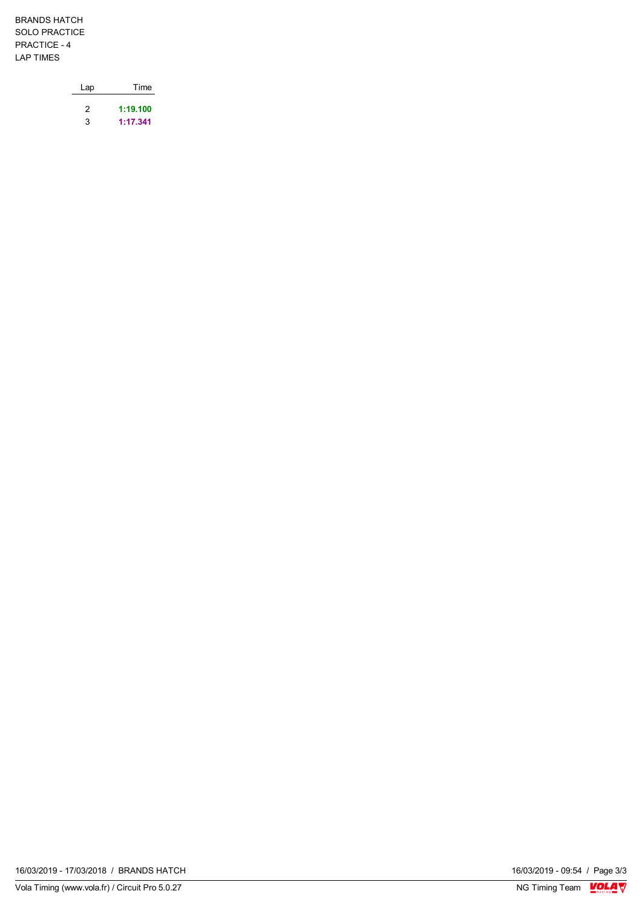BRANDS HATCH
SOLO PRACTICE
PRACTICE - 4
LAP TIMES

| Lap | Time |
|---|---|
| 2 | **1:19.100** |
| 3 | **1:17.341** |